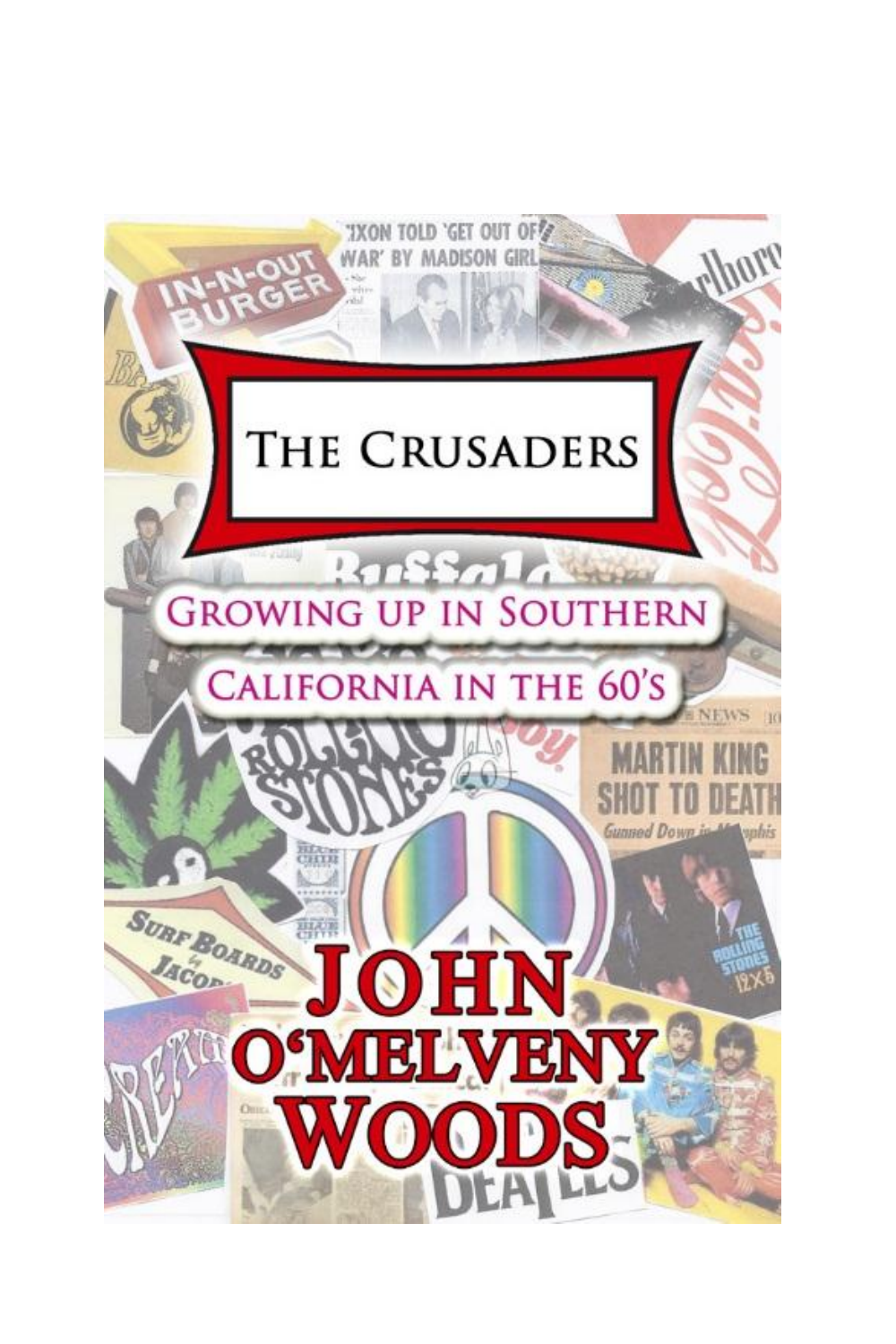# The Crusaders

## Growing up in Southern California in the 60's

# John O'Melveny Woods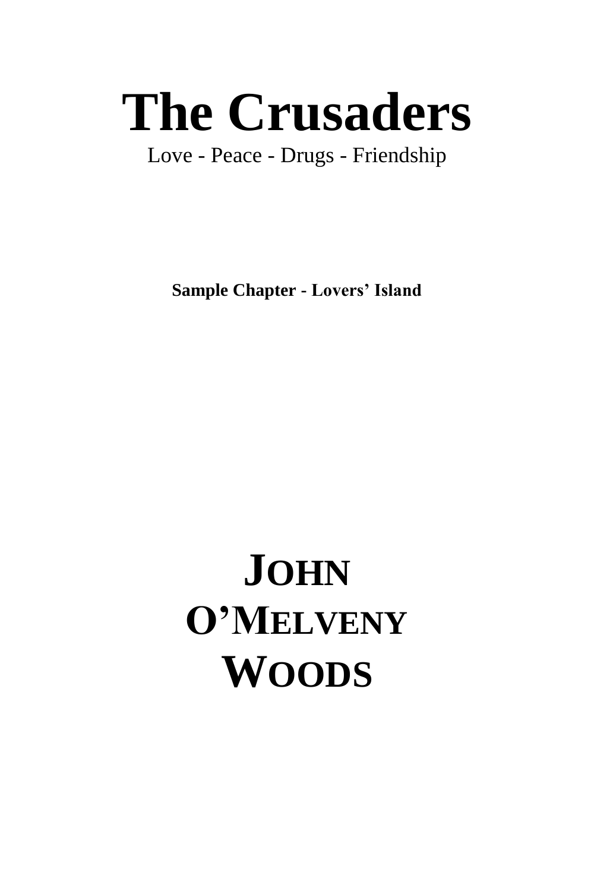# The Crusaders

Love - Peace - Drugs - Friendship

**Sample Chapter - Lovers' Island**

**JOHN O'MELVENY WOODS**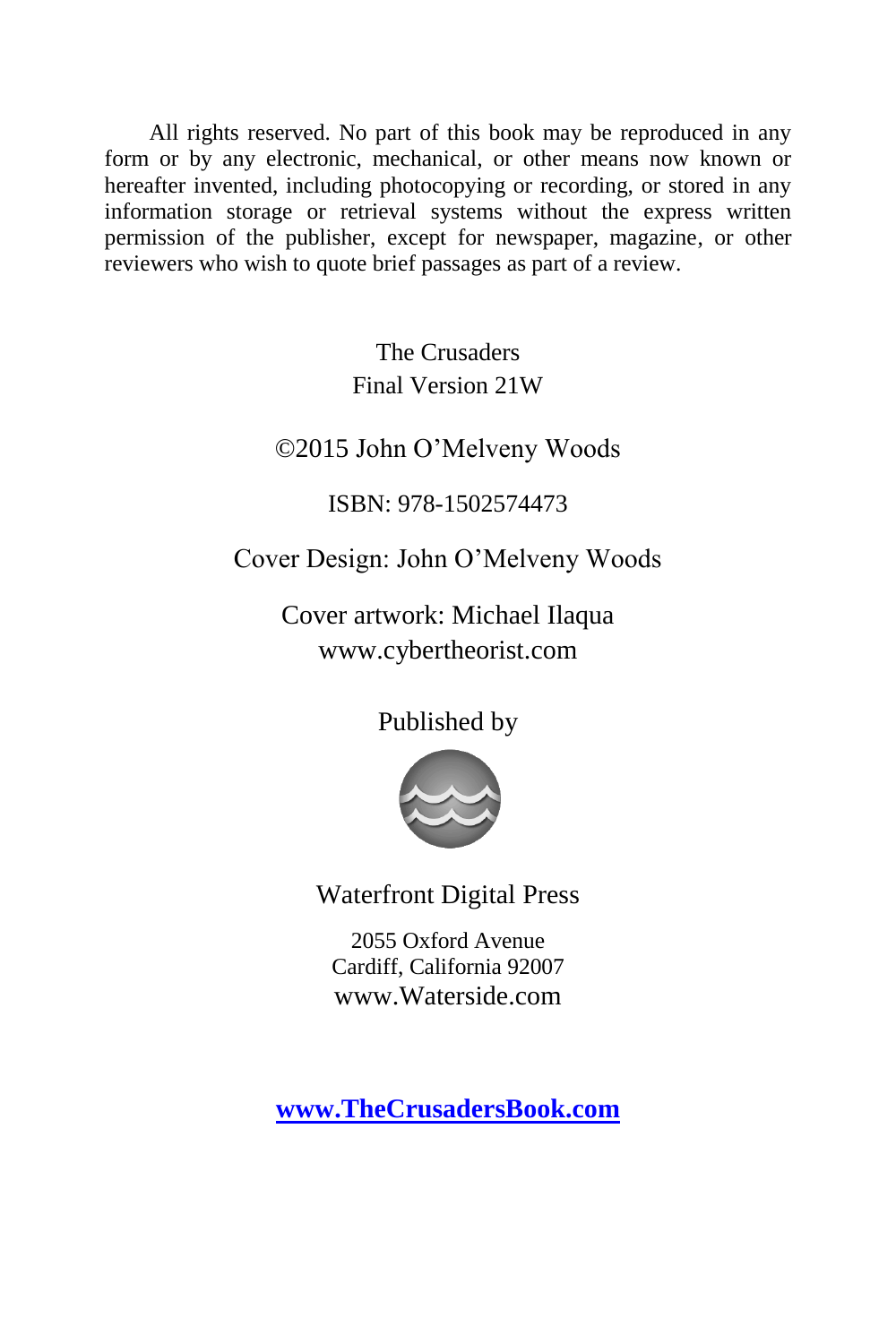All rights reserved. No part of this book may be reproduced in any form or by any electronic, mechanical, or other means now known or hereafter invented, including photocopying or recording, or stored in any information storage or retrieval systems without the express written permission of the publisher, except for newspaper, magazine, or other reviewers who wish to quote brief passages as part of a review.

The Crusaders
Final Version 21W

©2015 John O'Melveny Woods

ISBN: 978-1502574473

Cover Design: John O'Melveny Woods

Cover artwork: Michael Ilaqua
www.cybertheorist.com

Published by

Waterfront Digital Press

2055 Oxford Avenue
Cardiff, California 92007
www.Waterside.com

**www.TheCrusadersBook.com**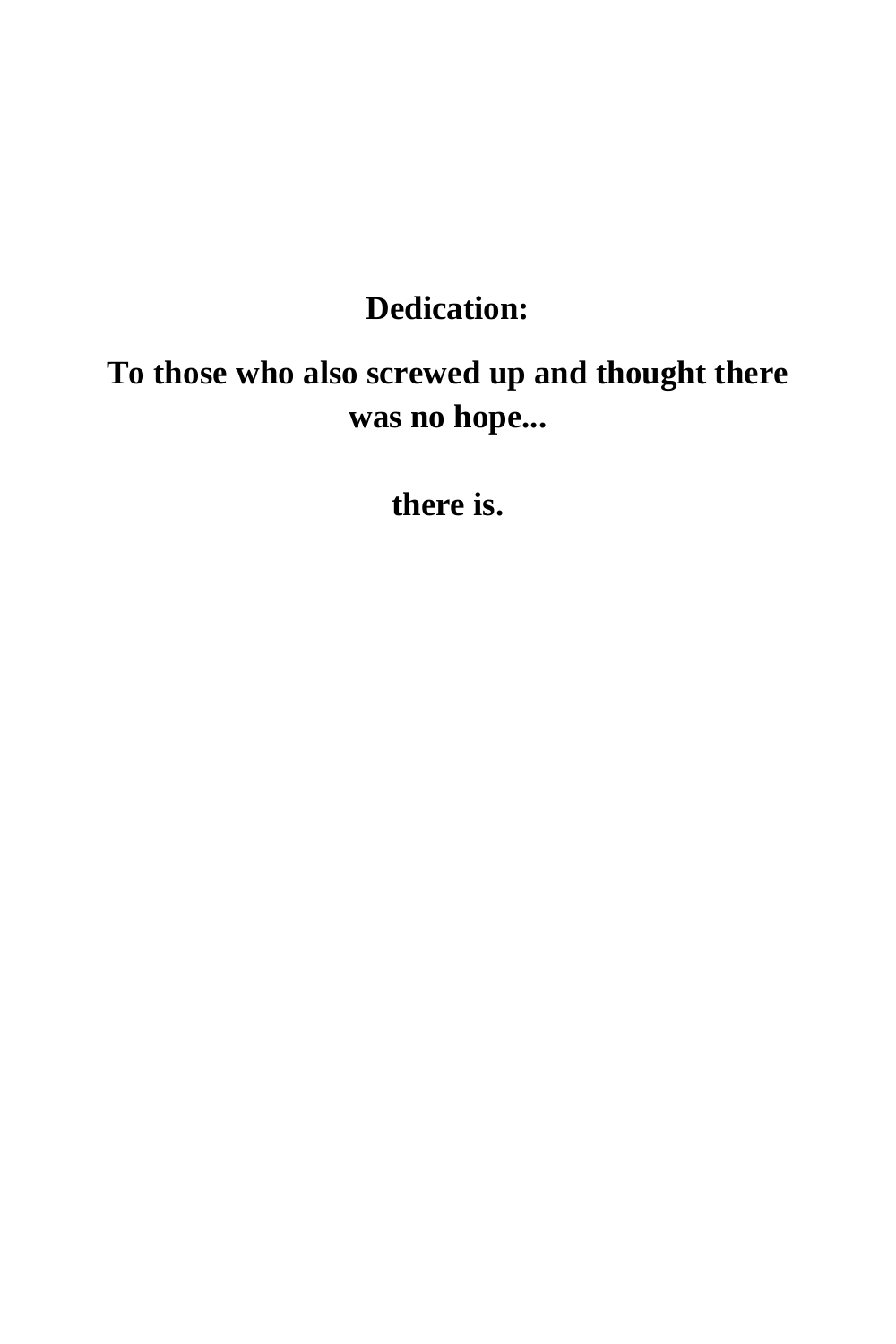**Dedication:**

**To those who also screwed up and thought there was no hope...**

**there is.**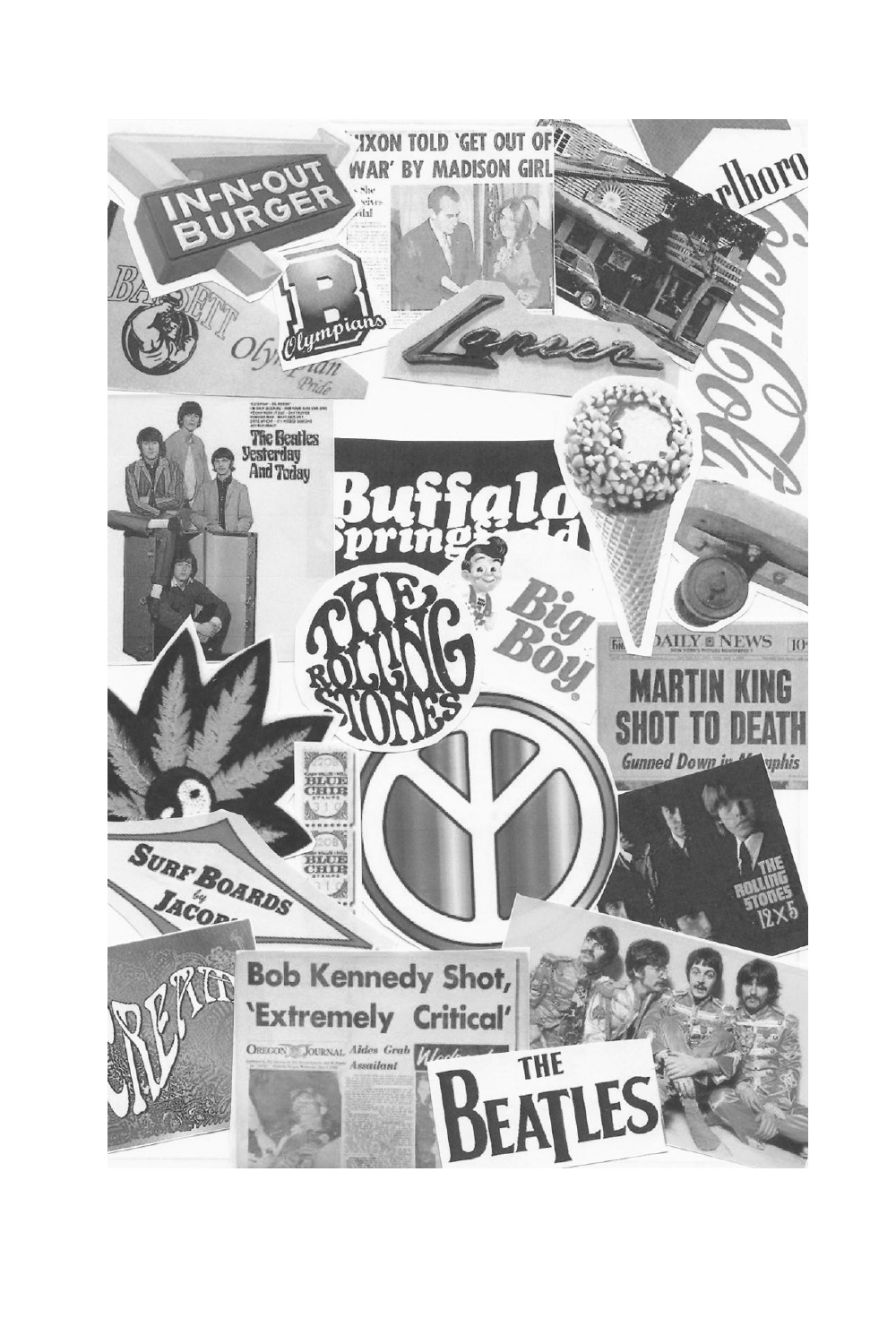IN-N-OUT BURGER

NIXON TOLD 'GET OUT OF WAR' BY MADISON GIRL

Marlboro

Coca-Cola

Bassett Olympians

Olympian Pride

Lancer

The Beatles Yesterday And Today

Buffalo Springfield

The Rolling Stones

Big Boy

DAILY NEWS

MARTIN KING SHOT TO DEATH

Gunned Down in Memphis

Blue Chip Stamps

Surf Boards by Jacobs

The Rolling Stones 12 X 5

Cream

Bob Kennedy Shot, 'Extremely Critical'

Oregon Journal

Aides Grab Assailant

THE BEATLES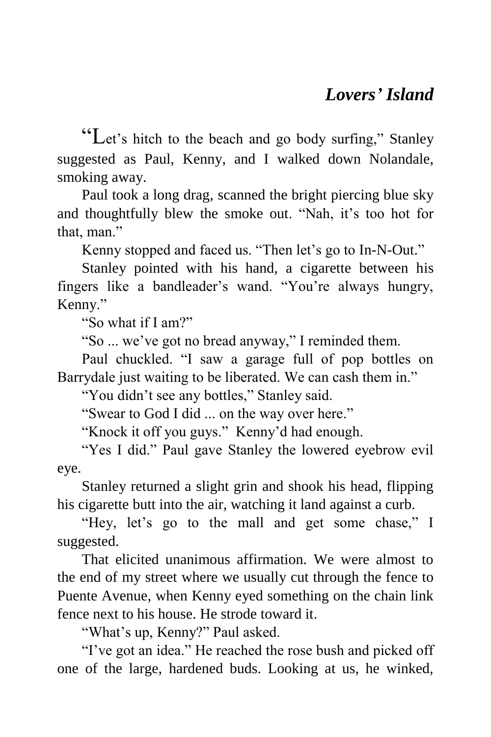## *Lovers' Island*

"Let's hitch to the beach and go body surfing," Stanley suggested as Paul, Kenny, and I walked down Nolandale, smoking away.

Paul took a long drag, scanned the bright piercing blue sky and thoughtfully blew the smoke out. "Nah, it's too hot for that, man."

Kenny stopped and faced us. "Then let's go to In-N-Out."

Stanley pointed with his hand, a cigarette between his fingers like a bandleader's wand. "You're always hungry, Kenny."

"So what if I am?"

"So ... we've got no bread anyway," I reminded them.

Paul chuckled. "I saw a garage full of pop bottles on Barrydale just waiting to be liberated. We can cash them in."

"You didn't see any bottles," Stanley said.

"Swear to God I did ... on the way over here."

"Knock it off you guys." Kenny'd had enough.

"Yes I did." Paul gave Stanley the lowered eyebrow evil eye.

Stanley returned a slight grin and shook his head, flipping his cigarette butt into the air, watching it land against a curb.

"Hey, let's go to the mall and get some chase," I suggested.

That elicited unanimous affirmation. We were almost to the end of my street where we usually cut through the fence to Puente Avenue, when Kenny eyed something on the chain link fence next to his house. He strode toward it.

"What's up, Kenny?" Paul asked.

"I've got an idea." He reached the rose bush and picked off one of the large, hardened buds. Looking at us, he winked,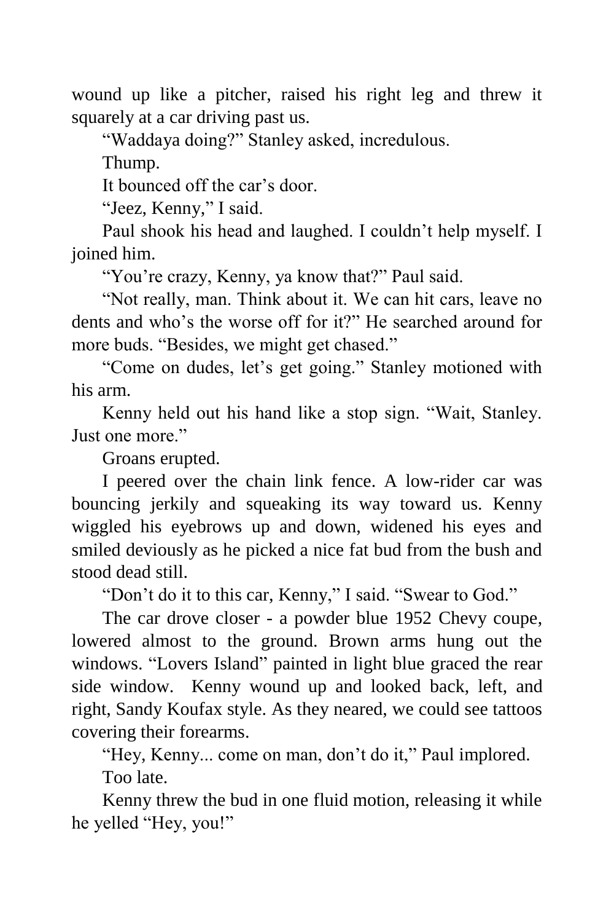wound up like a pitcher, raised his right leg and threw it squarely at a car driving past us.

"Waddaya doing?" Stanley asked, incredulous.

Thump.

It bounced off the car's door.

"Jeez, Kenny," I said.

Paul shook his head and laughed. I couldn't help myself. I joined him.

"You're crazy, Kenny, ya know that?" Paul said.

"Not really, man. Think about it. We can hit cars, leave no dents and who's the worse off for it?" He searched around for more buds. "Besides, we might get chased."

"Come on dudes, let's get going." Stanley motioned with his arm.

Kenny held out his hand like a stop sign. "Wait, Stanley. Just one more."

Groans erupted.

I peered over the chain link fence. A low-rider car was bouncing jerkily and squeaking its way toward us. Kenny wiggled his eyebrows up and down, widened his eyes and smiled deviously as he picked a nice fat bud from the bush and stood dead still.

"Don't do it to this car, Kenny," I said. "Swear to God."

The car drove closer - a powder blue 1952 Chevy coupe, lowered almost to the ground. Brown arms hung out the windows. "Lovers Island" painted in light blue graced the rear side window. Kenny wound up and looked back, left, and right, Sandy Koufax style. As they neared, we could see tattoos covering their forearms.

"Hey, Kenny... come on man, don't do it," Paul implored.

Too late.

Kenny threw the bud in one fluid motion, releasing it while he yelled "Hey, you!"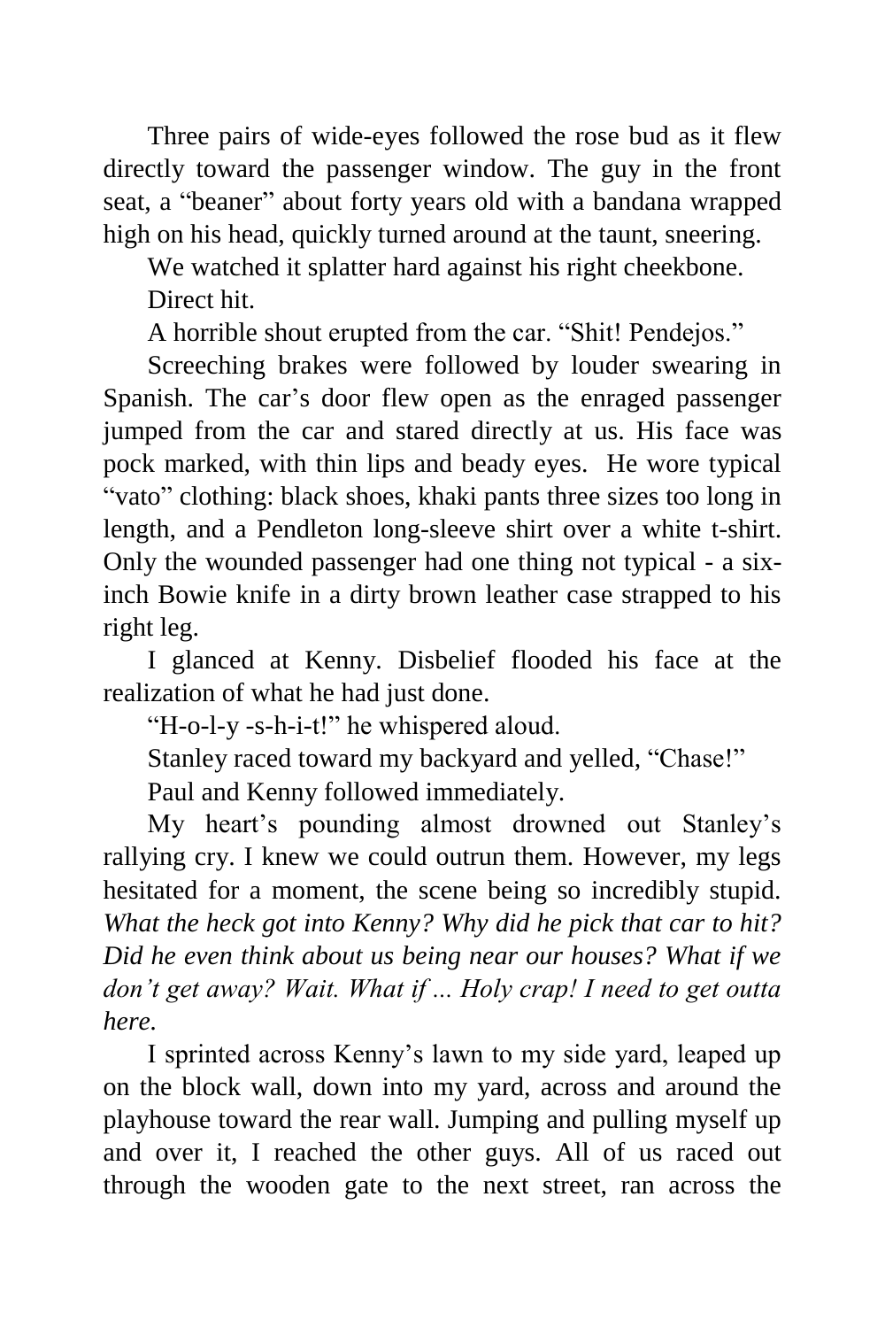Three pairs of wide-eyes followed the rose bud as it flew directly toward the passenger window. The guy in the front seat, a "beaner" about forty years old with a bandana wrapped high on his head, quickly turned around at the taunt, sneering.

We watched it splatter hard against his right cheekbone.

Direct hit.

A horrible shout erupted from the car. "Shit! Pendejos."

Screeching brakes were followed by louder swearing in Spanish. The car's door flew open as the enraged passenger jumped from the car and stared directly at us. His face was pock marked, with thin lips and beady eyes. He wore typical "vato" clothing: black shoes, khaki pants three sizes too long in length, and a Pendleton long-sleeve shirt over a white t-shirt. Only the wounded passenger had one thing not typical - a six-inch Bowie knife in a dirty brown leather case strapped to his right leg.

I glanced at Kenny. Disbelief flooded his face at the realization of what he had just done.

"H-o-l-y -s-h-i-t!" he whispered aloud.

Stanley raced toward my backyard and yelled, "Chase!"

Paul and Kenny followed immediately.

My heart's pounding almost drowned out Stanley's rallying cry. I knew we could outrun them. However, my legs hesitated for a moment, the scene being so incredibly stupid. *What the heck got into Kenny? Why did he pick that car to hit? Did he even think about us being near our houses? What if we don't get away? Wait. What if ... Holy crap! I need to get outta here.*

I sprinted across Kenny's lawn to my side yard, leaped up on the block wall, down into my yard, across and around the playhouse toward the rear wall. Jumping and pulling myself up and over it, I reached the other guys. All of us raced out through the wooden gate to the next street, ran across the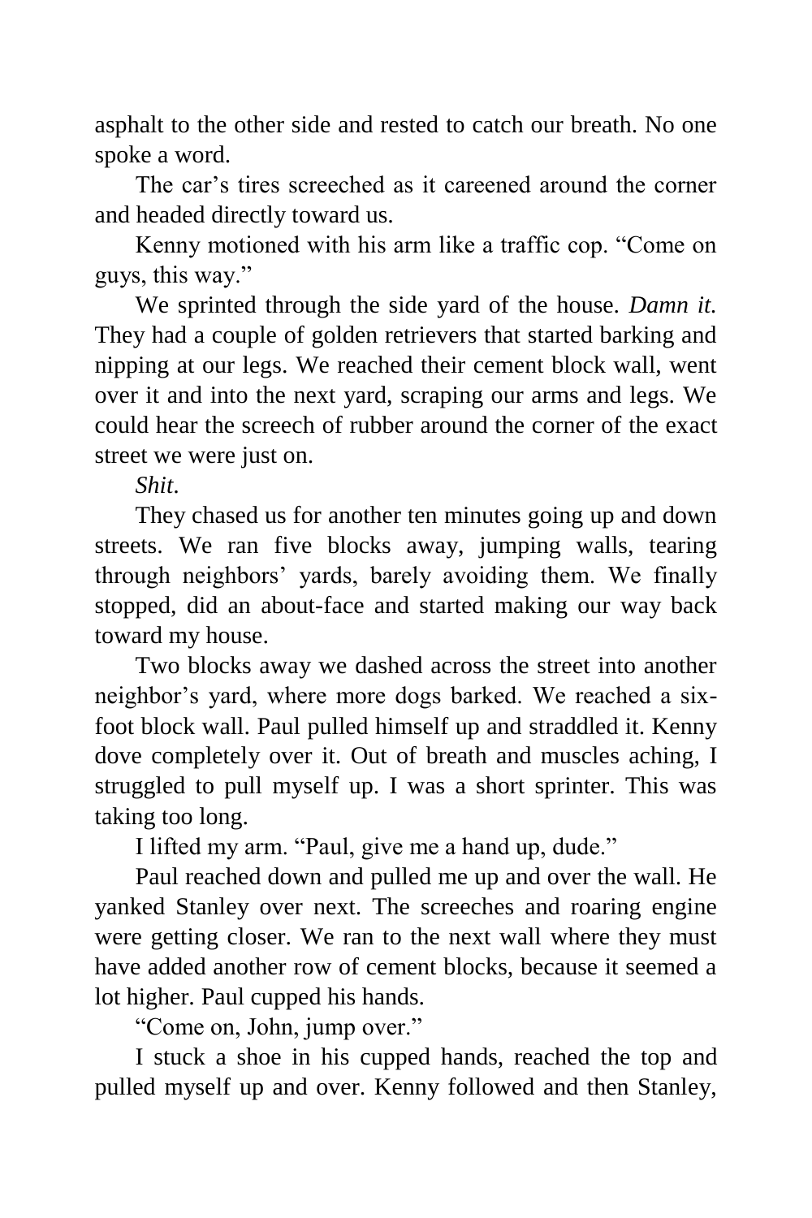asphalt to the other side and rested to catch our breath. No one spoke a word.

The car's tires screeched as it careened around the corner and headed directly toward us.

Kenny motioned with his arm like a traffic cop. "Come on guys, this way."

We sprinted through the side yard of the house. *Damn it.* They had a couple of golden retrievers that started barking and nipping at our legs. We reached their cement block wall, went over it and into the next yard, scraping our arms and legs. We could hear the screech of rubber around the corner of the exact street we were just on.

*Shit.*

They chased us for another ten minutes going up and down streets. We ran five blocks away, jumping walls, tearing through neighbors' yards, barely avoiding them. We finally stopped, did an about-face and started making our way back toward my house.

Two blocks away we dashed across the street into another neighbor's yard, where more dogs barked. We reached a six-foot block wall. Paul pulled himself up and straddled it. Kenny dove completely over it. Out of breath and muscles aching, I struggled to pull myself up. I was a short sprinter. This was taking too long.

I lifted my arm. "Paul, give me a hand up, dude."

Paul reached down and pulled me up and over the wall. He yanked Stanley over next. The screeches and roaring engine were getting closer. We ran to the next wall where they must have added another row of cement blocks, because it seemed a lot higher. Paul cupped his hands.

"Come on, John, jump over."

I stuck a shoe in his cupped hands, reached the top and pulled myself up and over. Kenny followed and then Stanley,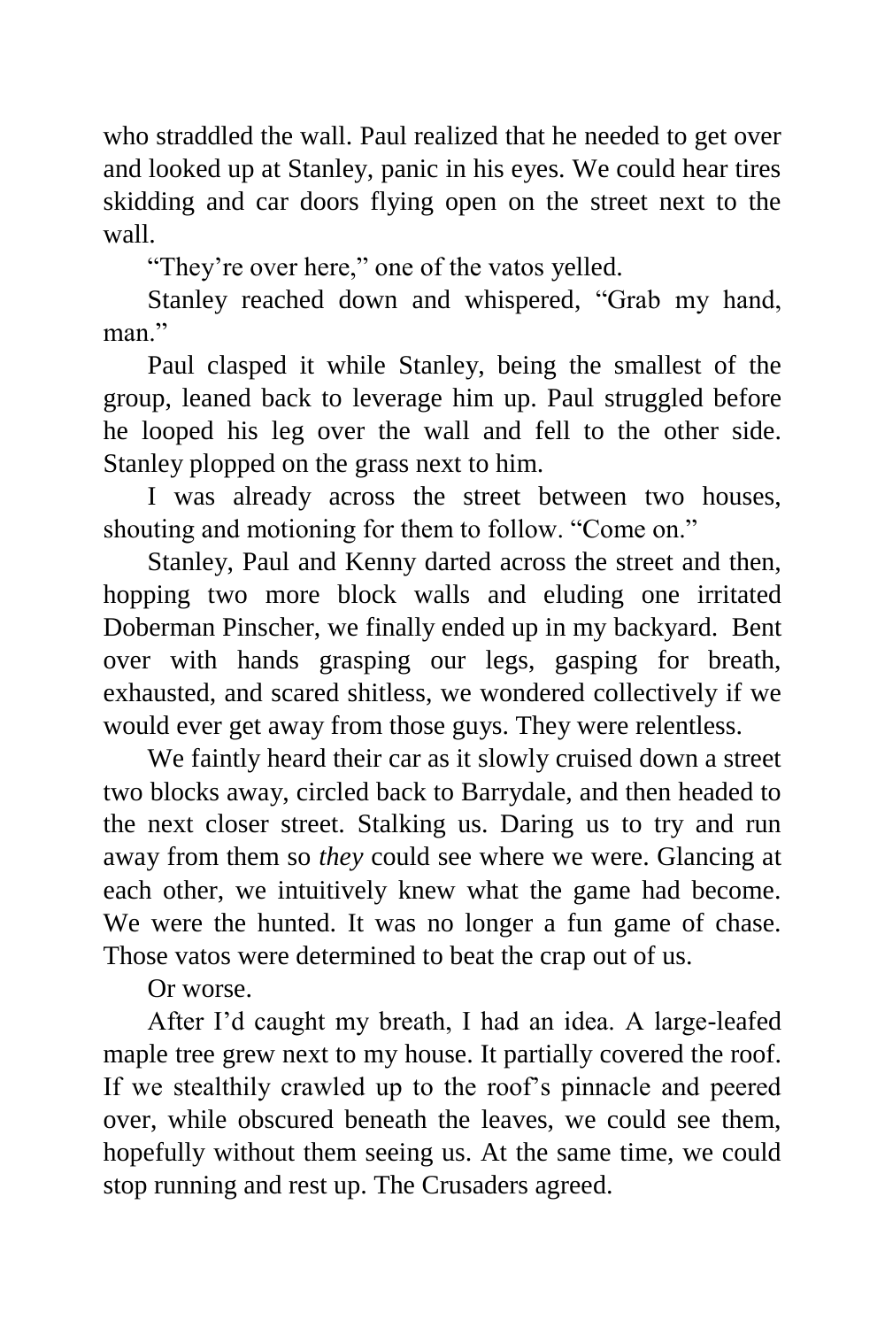who straddled the wall. Paul realized that he needed to get over and looked up at Stanley, panic in his eyes. We could hear tires skidding and car doors flying open on the street next to the wall.

"They're over here," one of the vatos yelled.

Stanley reached down and whispered, "Grab my hand, man."

Paul clasped it while Stanley, being the smallest of the group, leaned back to leverage him up. Paul struggled before he looped his leg over the wall and fell to the other side. Stanley plopped on the grass next to him.

I was already across the street between two houses, shouting and motioning for them to follow. "Come on."

Stanley, Paul and Kenny darted across the street and then, hopping two more block walls and eluding one irritated Doberman Pinscher, we finally ended up in my backyard. Bent over with hands grasping our legs, gasping for breath, exhausted, and scared shitless, we wondered collectively if we would ever get away from those guys. They were relentless.

We faintly heard their car as it slowly cruised down a street two blocks away, circled back to Barrydale, and then headed to the next closer street. Stalking us. Daring us to try and run away from them so *they* could see where we were. Glancing at each other, we intuitively knew what the game had become. We were the hunted. It was no longer a fun game of chase. Those vatos were determined to beat the crap out of us.

Or worse.

After I'd caught my breath, I had an idea. A large-leafed maple tree grew next to my house. It partially covered the roof. If we stealthily crawled up to the roof's pinnacle and peered over, while obscured beneath the leaves, we could see them, hopefully without them seeing us. At the same time, we could stop running and rest up. The Crusaders agreed.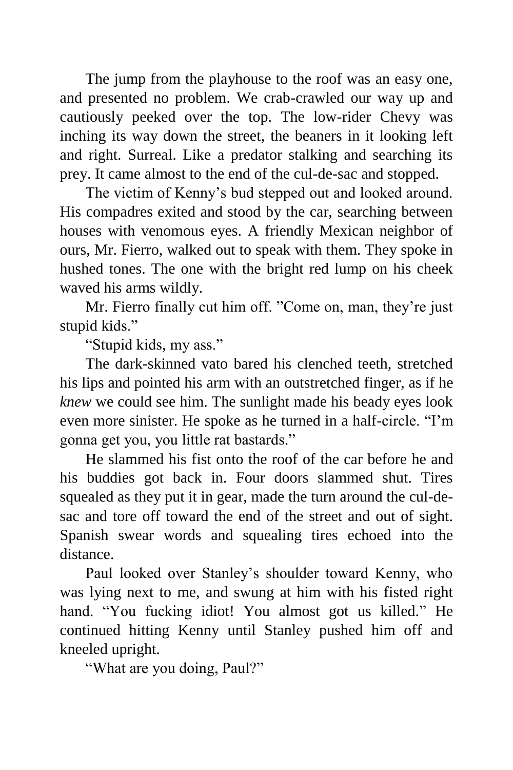The jump from the playhouse to the roof was an easy one, and presented no problem. We crab-crawled our way up and cautiously peeked over the top. The low-rider Chevy was inching its way down the street, the beaners in it looking left and right. Surreal. Like a predator stalking and searching its prey. It came almost to the end of the cul-de-sac and stopped.

The victim of Kenny's bud stepped out and looked around. His compadres exited and stood by the car, searching between houses with venomous eyes. A friendly Mexican neighbor of ours, Mr. Fierro, walked out to speak with them. They spoke in hushed tones. The one with the bright red lump on his cheek waved his arms wildly.

Mr. Fierro finally cut him off. "Come on, man, they're just stupid kids."

"Stupid kids, my ass."

The dark-skinned vato bared his clenched teeth, stretched his lips and pointed his arm with an outstretched finger, as if he *knew* we could see him. The sunlight made his beady eyes look even more sinister. He spoke as he turned in a half-circle. "I'm gonna get you, you little rat bastards."

He slammed his fist onto the roof of the car before he and his buddies got back in. Four doors slammed shut. Tires squealed as they put it in gear, made the turn around the cul-de-sac and tore off toward the end of the street and out of sight. Spanish swear words and squealing tires echoed into the distance.

Paul looked over Stanley's shoulder toward Kenny, who was lying next to me, and swung at him with his fisted right hand. "You fucking idiot! You almost got us killed." He continued hitting Kenny until Stanley pushed him off and kneeled upright.

"What are you doing, Paul?"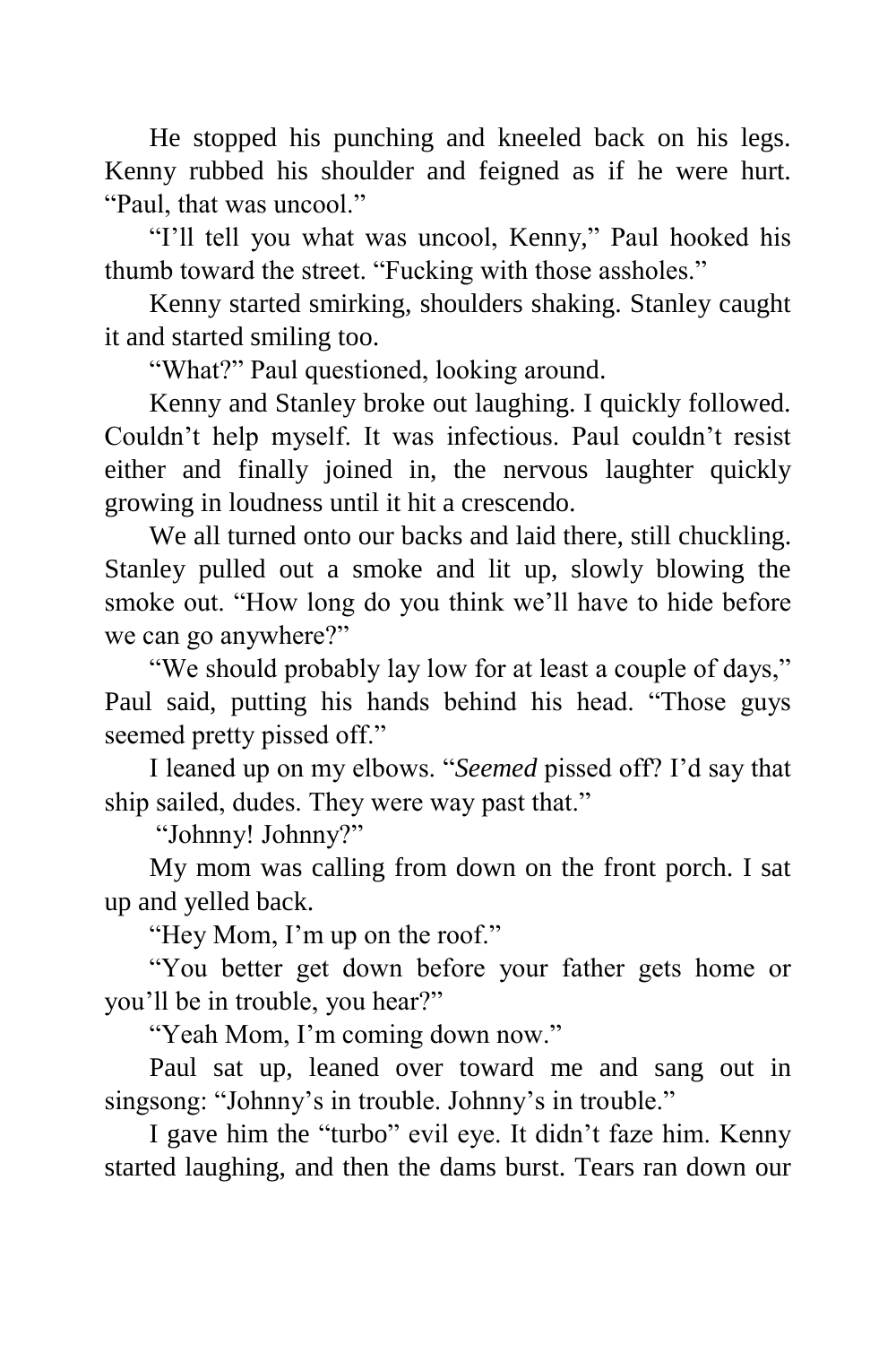He stopped his punching and kneeled back on his legs. Kenny rubbed his shoulder and feigned as if he were hurt. “Paul, that was uncool.”

“I’ll tell you what was uncool, Kenny,” Paul hooked his thumb toward the street. “Fucking with those assholes.”

Kenny started smirking, shoulders shaking. Stanley caught it and started smiling too.

“What?” Paul questioned, looking around.

Kenny and Stanley broke out laughing. I quickly followed. Couldn’t help myself. It was infectious. Paul couldn’t resist either and finally joined in, the nervous laughter quickly growing in loudness until it hit a crescendo.

We all turned onto our backs and laid there, still chuckling. Stanley pulled out a smoke and lit up, slowly blowing the smoke out. “How long do you think we’ll have to hide before we can go anywhere?”

“We should probably lay low for at least a couple of days,” Paul said, putting his hands behind his head. “Those guys seemed pretty pissed off.”

I leaned up on my elbows. “*Seemed* pissed off? I’d say that ship sailed, dudes. They were way past that.”

“Johnny! Johnny?”

My mom was calling from down on the front porch. I sat up and yelled back.

“Hey Mom, I’m up on the roof.”

“You better get down before your father gets home or you’ll be in trouble, you hear?”

“Yeah Mom, I’m coming down now.”

Paul sat up, leaned over toward me and sang out in singsong: “Johnny’s in trouble. Johnny’s in trouble.”

I gave him the “turbo” evil eye. It didn’t faze him. Kenny started laughing, and then the dams burst. Tears ran down our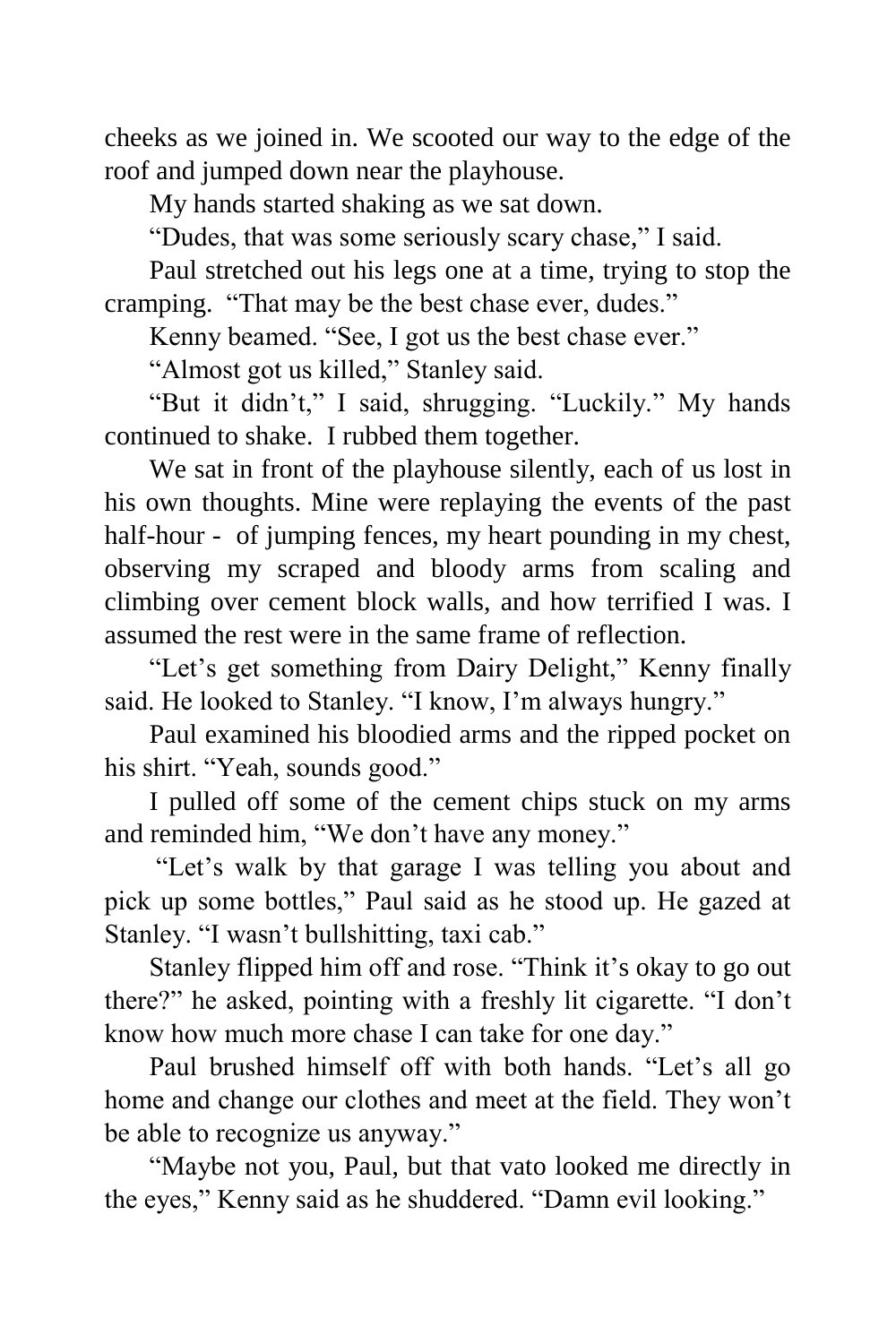cheeks as we joined in. We scooted our way to the edge of the roof and jumped down near the playhouse.

My hands started shaking as we sat down.

"Dudes, that was some seriously scary chase," I said.

Paul stretched out his legs one at a time, trying to stop the cramping. "That may be the best chase ever, dudes."

Kenny beamed. "See, I got us the best chase ever."

"Almost got us killed," Stanley said.

"But it didn't," I said, shrugging. "Luckily." My hands continued to shake. I rubbed them together.

We sat in front of the playhouse silently, each of us lost in his own thoughts. Mine were replaying the events of the past half-hour - of jumping fences, my heart pounding in my chest, observing my scraped and bloody arms from scaling and climbing over cement block walls, and how terrified I was. I assumed the rest were in the same frame of reflection.

"Let's get something from Dairy Delight," Kenny finally said. He looked to Stanley. "I know, I'm always hungry."

Paul examined his bloodied arms and the ripped pocket on his shirt. "Yeah, sounds good."

I pulled off some of the cement chips stuck on my arms and reminded him, "We don't have any money."

"Let's walk by that garage I was telling you about and pick up some bottles," Paul said as he stood up. He gazed at Stanley. "I wasn't bullshitting, taxi cab."

Stanley flipped him off and rose. "Think it's okay to go out there?" he asked, pointing with a freshly lit cigarette. "I don't know how much more chase I can take for one day."

Paul brushed himself off with both hands. "Let's all go home and change our clothes and meet at the field. They won't be able to recognize us anyway."

"Maybe not you, Paul, but that vato looked me directly in the eyes," Kenny said as he shuddered. "Damn evil looking."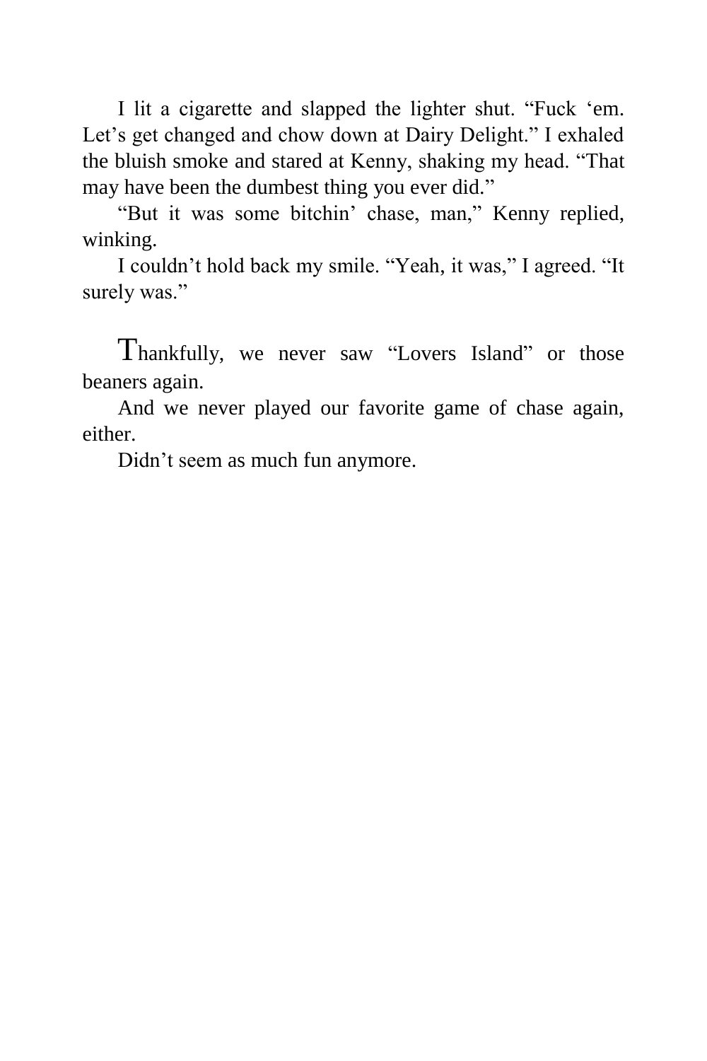I lit a cigarette and slapped the lighter shut. "Fuck 'em. Let's get changed and chow down at Dairy Delight." I exhaled the bluish smoke and stared at Kenny, shaking my head. "That may have been the dumbest thing you ever did."

"But it was some bitchin' chase, man," Kenny replied, winking.

I couldn't hold back my smile. "Yeah, it was," I agreed. "It surely was."

Thankfully, we never saw "Lovers Island" or those beaners again.

And we never played our favorite game of chase again, either.

Didn't seem as much fun anymore.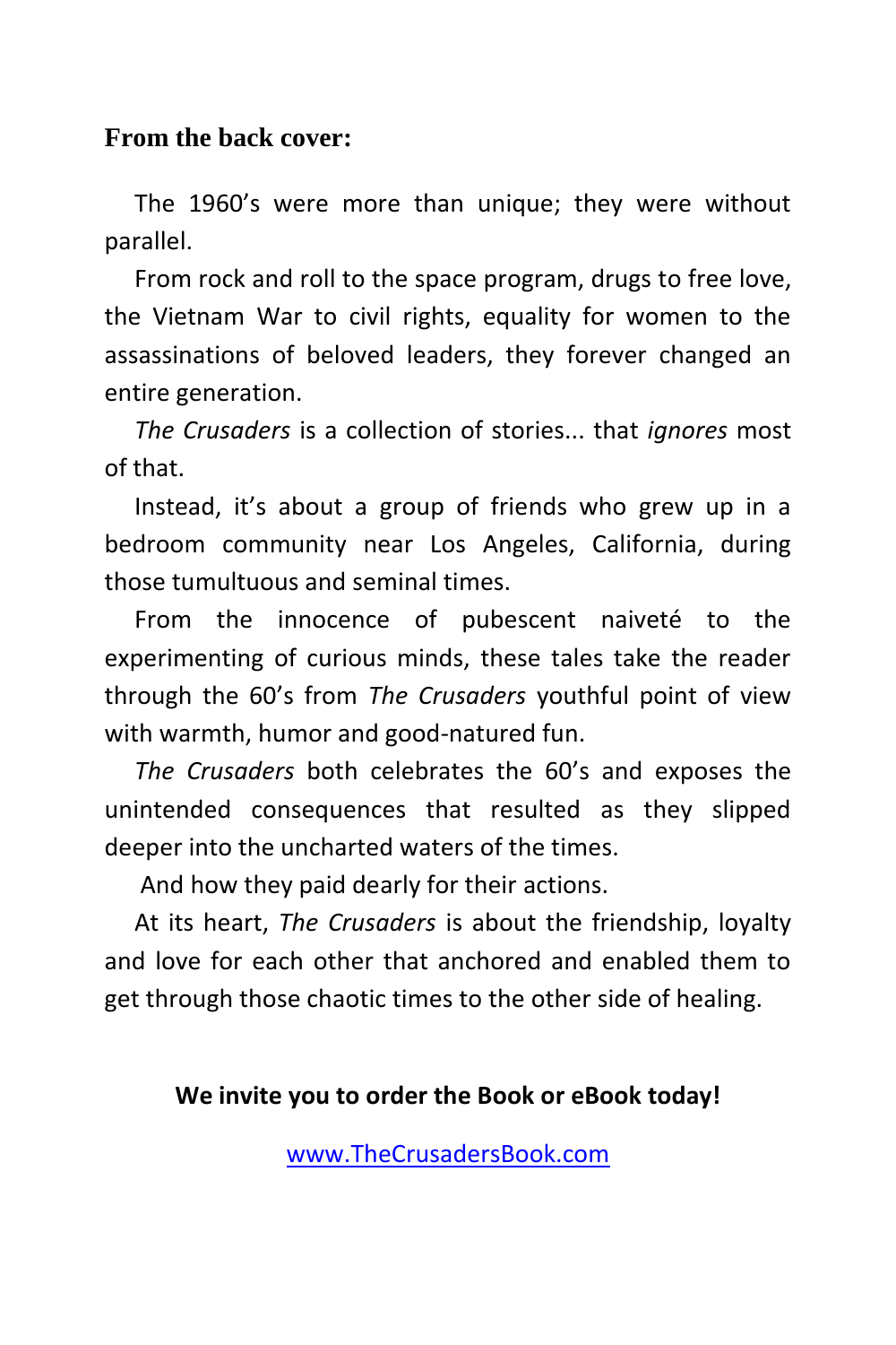**From the back cover:**

The 1960's were more than unique; they were without parallel.

From rock and roll to the space program, drugs to free love, the Vietnam War to civil rights, equality for women to the assassinations of beloved leaders, they forever changed an entire generation.

*The Crusaders* is a collection of stories... that *ignores* most of that.

Instead, it's about a group of friends who grew up in a bedroom community near Los Angeles, California, during those tumultuous and seminal times.

From the innocence of pubescent naiveté to the experimenting of curious minds, these tales take the reader through the 60's from *The Crusaders* youthful point of view with warmth, humor and good-natured fun.

*The Crusaders* both celebrates the 60's and exposes the unintended consequences that resulted as they slipped deeper into the uncharted waters of the times.

And how they paid dearly for their actions.

At its heart, *The Crusaders* is about the friendship, loyalty and love for each other that anchored and enabled them to get through those chaotic times to the other side of healing.

**We invite you to order the Book or eBook today!**

www.TheCrusadersBook.com